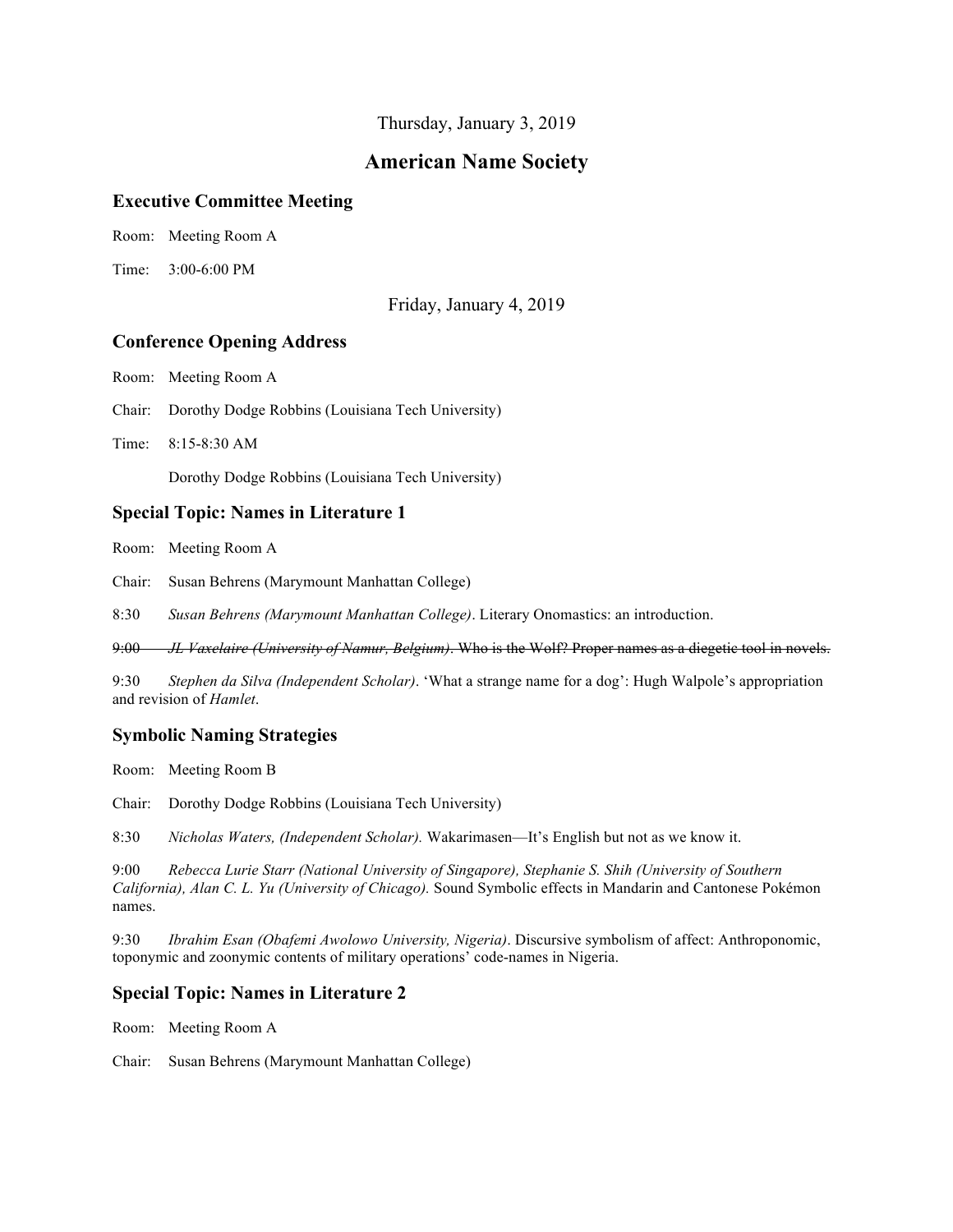Thursday, January 3, 2019

# American Name Society

## Executive Committee Meeting

Room: Meeting Room A

Time: 3:00-6:00 PM

Friday, January 4, 2019

## Conference Opening Address

Room: Meeting Room A

Chair: Dorothy Dodge Robbins (Louisiana Tech University)

Time: 8:15-8:30 AM

Dorothy Dodge Robbins (Louisiana Tech University)

## Special Topic: Names in Literature 1

Room: Meeting Room A

Chair: Susan Behrens (Marymount Manhattan College)

8:30 *Susan Behrens (Marymount Manhattan College)*. Literary Onomastics: an introduction.

~~9:00 *JL Vaxelaire (University of Namur, Belgium)*. Who is the Wolf? Proper names as a diegetic tool in novels.~~

9:30 *Stephen da Silva (Independent Scholar)*. 'What a strange name for a dog': Hugh Walpole's appropriation and revision of *Hamlet*.

## Symbolic Naming Strategies

Room: Meeting Room B

Chair: Dorothy Dodge Robbins (Louisiana Tech University)

8:30 *Nicholas Waters, (Independent Scholar).* Wakarimasen—It's English but not as we know it.

9:00 *Rebecca Lurie Starr (National University of Singapore), Stephanie S. Shih (University of Southern California), Alan C. L. Yu (University of Chicago).* Sound Symbolic effects in Mandarin and Cantonese Pokémon names.

9:30 *Ibrahim Esan (Obafemi Awolowo University, Nigeria)*. Discursive symbolism of affect: Anthroponomic, toponymic and zoonymic contents of military operations' code-names in Nigeria.

## Special Topic: Names in Literature 2

Room: Meeting Room A

Chair: Susan Behrens (Marymount Manhattan College)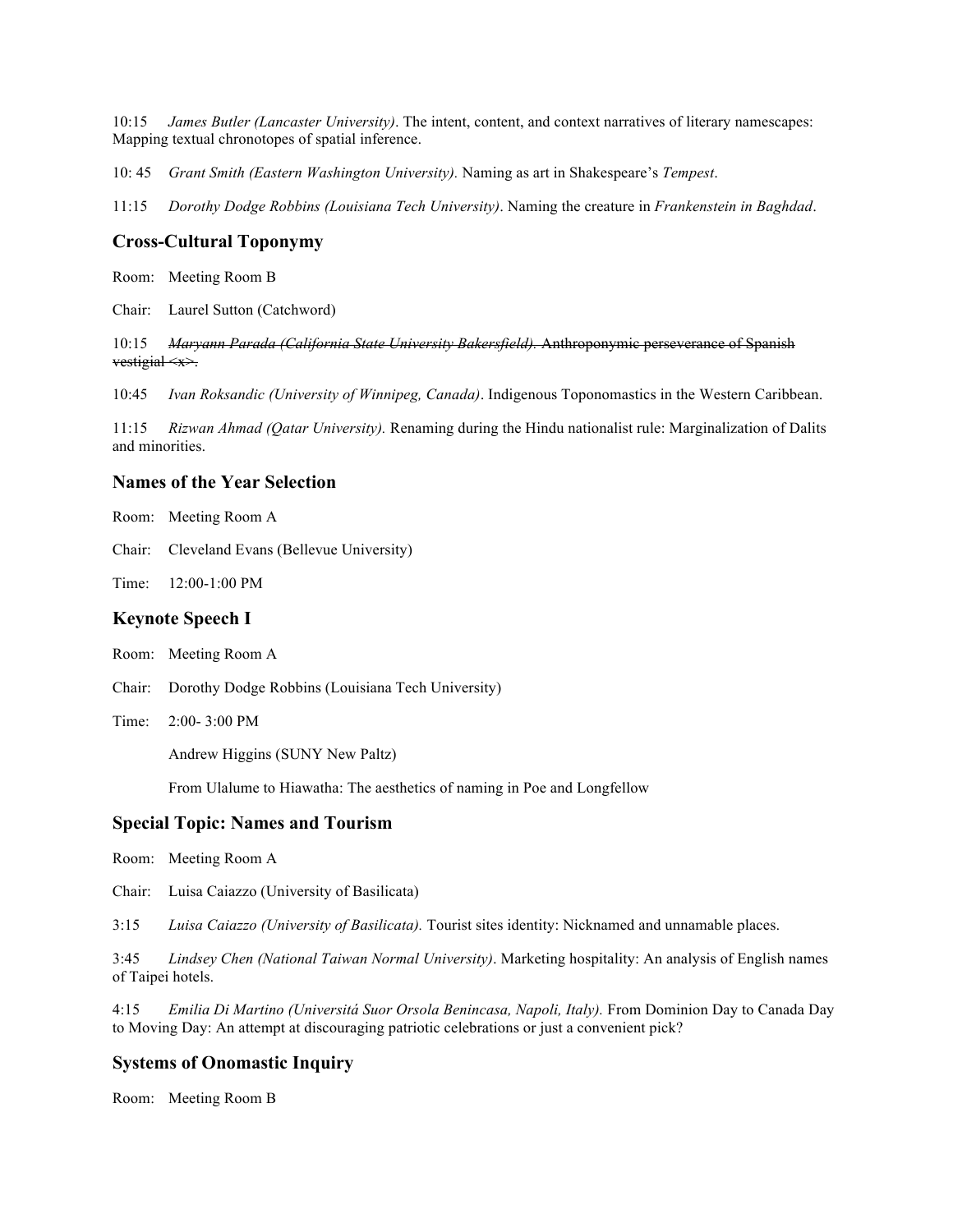10:15 *James Butler (Lancaster University)*. The intent, content, and context narratives of literary namescapes: Mapping textual chronotopes of spatial inference.

10: 45 *Grant Smith (Eastern Washington University).* Naming as art in Shakespeare's *Tempest*.

11:15 *Dorothy Dodge Robbins (Louisiana Tech University)*. Naming the creature in *Frankenstein in Baghdad*.

## Cross-Cultural Toponymy

Room: Meeting Room B

Chair: Laurel Sutton (Catchword)

10:15 ~~*Maryann Parada (California State University Bakersfield).* Anthroponymic perseverance of Spanish vestigial <x>.~~

10:45 *Ivan Roksandic (University of Winnipeg, Canada)*. Indigenous Toponomastics in the Western Caribbean.

11:15 *Rizwan Ahmad (Qatar University).* Renaming during the Hindu nationalist rule: Marginalization of Dalits and minorities.

## Names of the Year Selection

Room: Meeting Room A

Chair: Cleveland Evans (Bellevue University)

Time: 12:00-1:00 PM

## Keynote Speech I

Room: Meeting Room A

Chair: Dorothy Dodge Robbins (Louisiana Tech University)

Time: 2:00- 3:00 PM

Andrew Higgins (SUNY New Paltz)

From Ulalume to Hiawatha: The aesthetics of naming in Poe and Longfellow

## Special Topic: Names and Tourism

Room: Meeting Room A

Chair: Luisa Caiazzo (University of Basilicata)

3:15 *Luisa Caiazzo (University of Basilicata).* Tourist sites identity: Nicknamed and unnamable places.

3:45 *Lindsey Chen (National Taiwan Normal University)*. Marketing hospitality: An analysis of English names of Taipei hotels.

4:15 *Emilia Di Martino (Universitá Suor Orsola Benincasa, Napoli, Italy).* From Dominion Day to Canada Day to Moving Day: An attempt at discouraging patriotic celebrations or just a convenient pick?

## Systems of Onomastic Inquiry

Room: Meeting Room B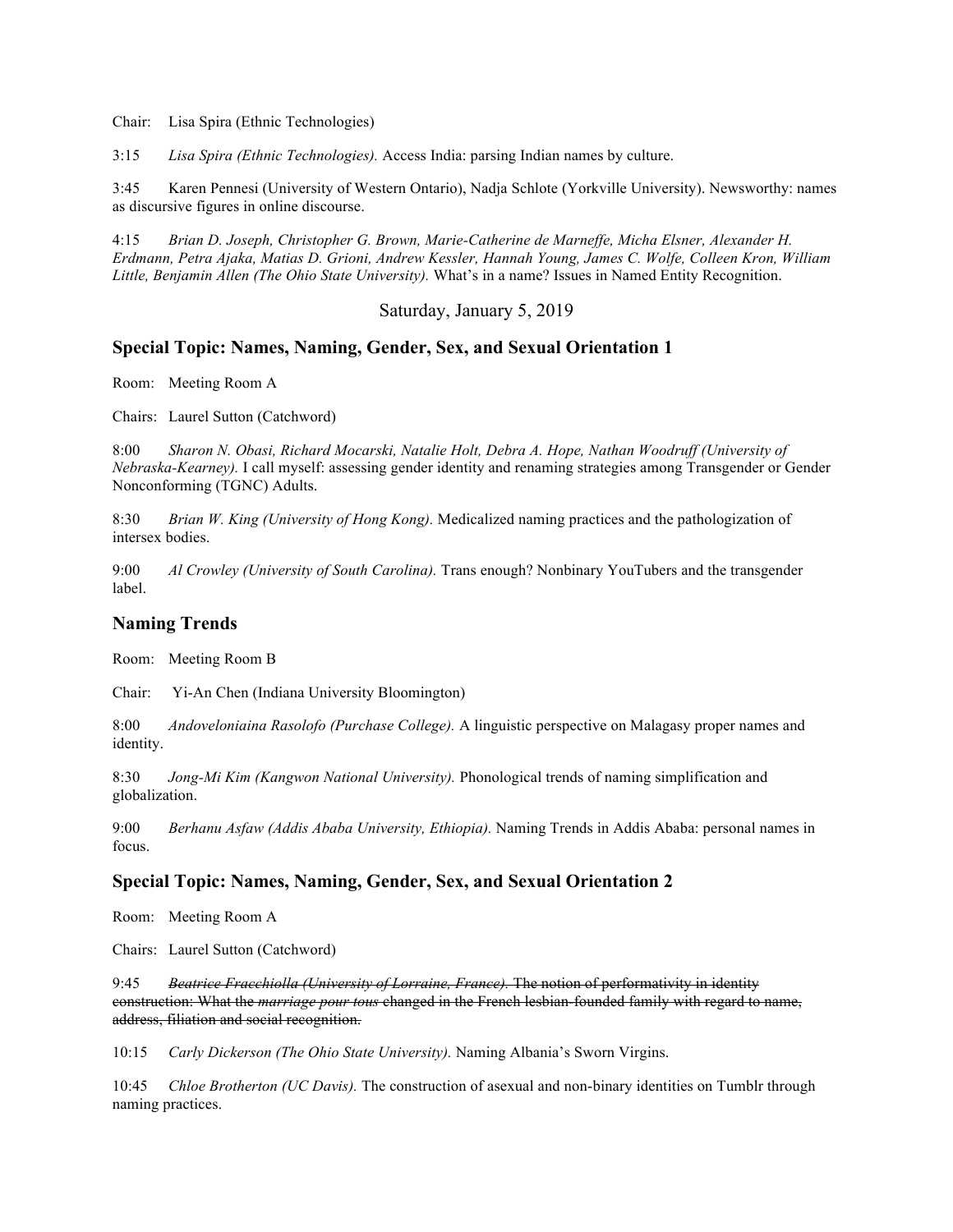Chair: Lisa Spira (Ethnic Technologies)

3:15 *Lisa Spira (Ethnic Technologies).* Access India: parsing Indian names by culture.

3:45 Karen Pennesi (University of Western Ontario), Nadja Schlote (Yorkville University). Newsworthy: names as discursive figures in online discourse.

4:15 *Brian D. Joseph, Christopher G. Brown, Marie-Catherine de Marneffe, Micha Elsner, Alexander H. Erdmann, Petra Ajaka, Matias D. Grioni, Andrew Kessler, Hannah Young, James C. Wolfe, Colleen Kron, William Little, Benjamin Allen (The Ohio State University).* What's in a name? Issues in Named Entity Recognition.

Saturday, January 5, 2019

## Special Topic: Names, Naming, Gender, Sex, and Sexual Orientation 1

Room: Meeting Room A

Chairs: Laurel Sutton (Catchword)

8:00 *Sharon N. Obasi, Richard Mocarski, Natalie Holt, Debra A. Hope, Nathan Woodruff (University of Nebraska-Kearney).* I call myself: assessing gender identity and renaming strategies among Transgender or Gender Nonconforming (TGNC) Adults.

8:30 *Brian W. King (University of Hong Kong).* Medicalized naming practices and the pathologization of intersex bodies.

9:00 *Al Crowley (University of South Carolina).* Trans enough? Nonbinary YouTubers and the transgender label.

## Naming Trends

Room: Meeting Room B

Chair: Yi-An Chen (Indiana University Bloomington)

8:00 *Andoveloniaina Rasolofo (Purchase College).* A linguistic perspective on Malagasy proper names and identity.

8:30 *Jong-Mi Kim (Kangwon National University).* Phonological trends of naming simplification and globalization.

9:00 *Berhanu Asfaw (Addis Ababa University, Ethiopia).* Naming Trends in Addis Ababa: personal names in focus.

## Special Topic: Names, Naming, Gender, Sex, and Sexual Orientation 2

Room: Meeting Room A

Chairs: Laurel Sutton (Catchword)

9:45 ~~*Beatrice Fracchiolla (University of Lorraine, France).* The notion of performativity in identity construction: What the *marriage pour tous* changed in the French lesbian-founded family with regard to name, address, filiation and social recognition.~~

10:15 *Carly Dickerson (The Ohio State University).* Naming Albania's Sworn Virgins.

10:45 *Chloe Brotherton (UC Davis).* The construction of asexual and non-binary identities on Tumblr through naming practices.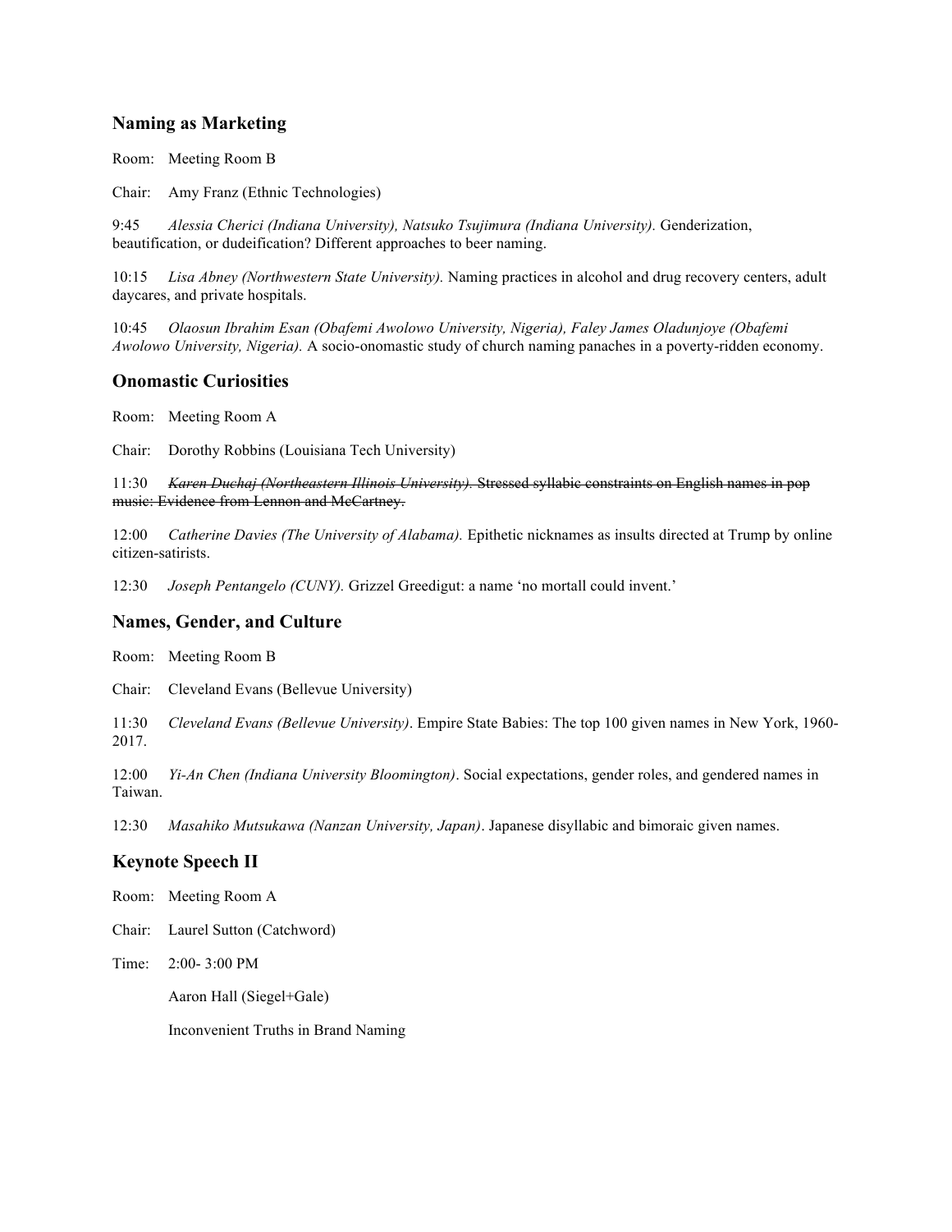## Naming as Marketing

Room: Meeting Room B

Chair: Amy Franz (Ethnic Technologies)

9:45 *Alessia Cherici (Indiana University), Natsuko Tsujimura (Indiana University).* Genderization, beautification, or dudeification? Different approaches to beer naming.

10:15 *Lisa Abney (Northwestern State University).* Naming practices in alcohol and drug recovery centers, adult daycares, and private hospitals.

10:45 *Olaosun Ibrahim Esan (Obafemi Awolowo University, Nigeria), Faley James Oladunjoye (Obafemi Awolowo University, Nigeria).* A socio-onomastic study of church naming panaches in a poverty-ridden economy.

## Onomastic Curiosities

Room: Meeting Room A

Chair: Dorothy Robbins (Louisiana Tech University)

11:30 ~~*Karen Duchaj (Northeastern Illinois University).* Stressed syllabic constraints on English names in pop music: Evidence from Lennon and McCartney.~~

12:00 *Catherine Davies (The University of Alabama).* Epithetic nicknames as insults directed at Trump by online citizen-satirists.

12:30 *Joseph Pentangelo (CUNY).* Grizzel Greedigut: a name 'no mortall could invent.'

## Names, Gender, and Culture

Room: Meeting Room B

Chair: Cleveland Evans (Bellevue University)

11:30 *Cleveland Evans (Bellevue University)*. Empire State Babies: The top 100 given names in New York, 1960-2017.

12:00 *Yi-An Chen (Indiana University Bloomington)*. Social expectations, gender roles, and gendered names in Taiwan.

12:30 *Masahiko Mutsukawa (Nanzan University, Japan)*. Japanese disyllabic and bimoraic given names.

## Keynote Speech II

Room: Meeting Room A

Chair: Laurel Sutton (Catchword)

Time: 2:00- 3:00 PM

Aaron Hall (Siegel+Gale)

Inconvenient Truths in Brand Naming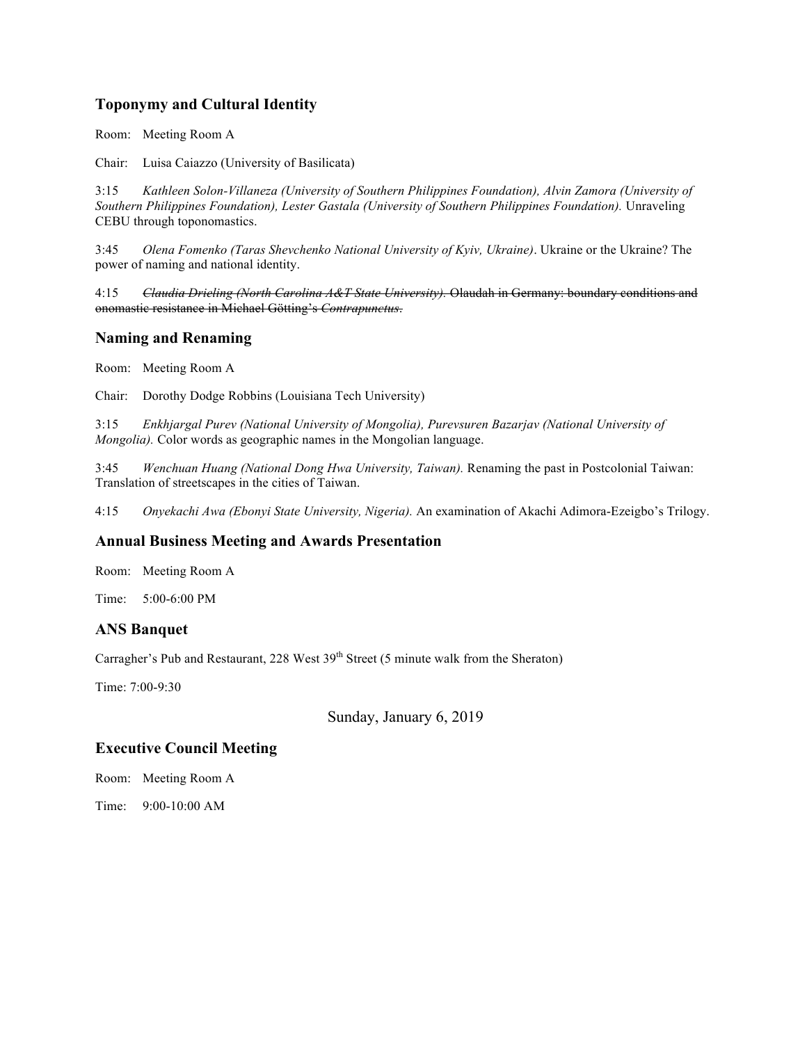## Toponymy and Cultural Identity

Room: Meeting Room A

Chair: Luisa Caiazzo (University of Basilicata)

3:15 *Kathleen Solon-Villaneza (University of Southern Philippines Foundation), Alvin Zamora (University of Southern Philippines Foundation), Lester Gastala (University of Southern Philippines Foundation).* Unraveling CEBU through toponomastics.

3:45 *Olena Fomenko (Taras Shevchenko National University of Kyiv, Ukraine)*. Ukraine or the Ukraine? The power of naming and national identity.

4:15 ~~*Claudia Drieling (North Carolina A&T State University).* Olaudah in Germany: boundary conditions and onomastic resistance in Michael Götting's *Contrapunctus*.~~

## Naming and Renaming

Room: Meeting Room A

Chair: Dorothy Dodge Robbins (Louisiana Tech University)

3:15 *Enkhjargal Purev (National University of Mongolia), Purevsuren Bazarjav (National University of Mongolia).* Color words as geographic names in the Mongolian language.

3:45 *Wenchuan Huang (National Dong Hwa University, Taiwan).* Renaming the past in Postcolonial Taiwan: Translation of streetscapes in the cities of Taiwan.

4:15 *Onyekachi Awa (Ebonyi State University, Nigeria).* An examination of Akachi Adimora-Ezeigbo's Trilogy.

## Annual Business Meeting and Awards Presentation

Room: Meeting Room A

Time: 5:00-6:00 PM

## ANS Banquet

Carragher's Pub and Restaurant, 228 West 39th Street (5 minute walk from the Sheraton)

Time: 7:00-9:30

Sunday, January 6, 2019

## Executive Council Meeting

Room: Meeting Room A

Time: 9:00-10:00 AM